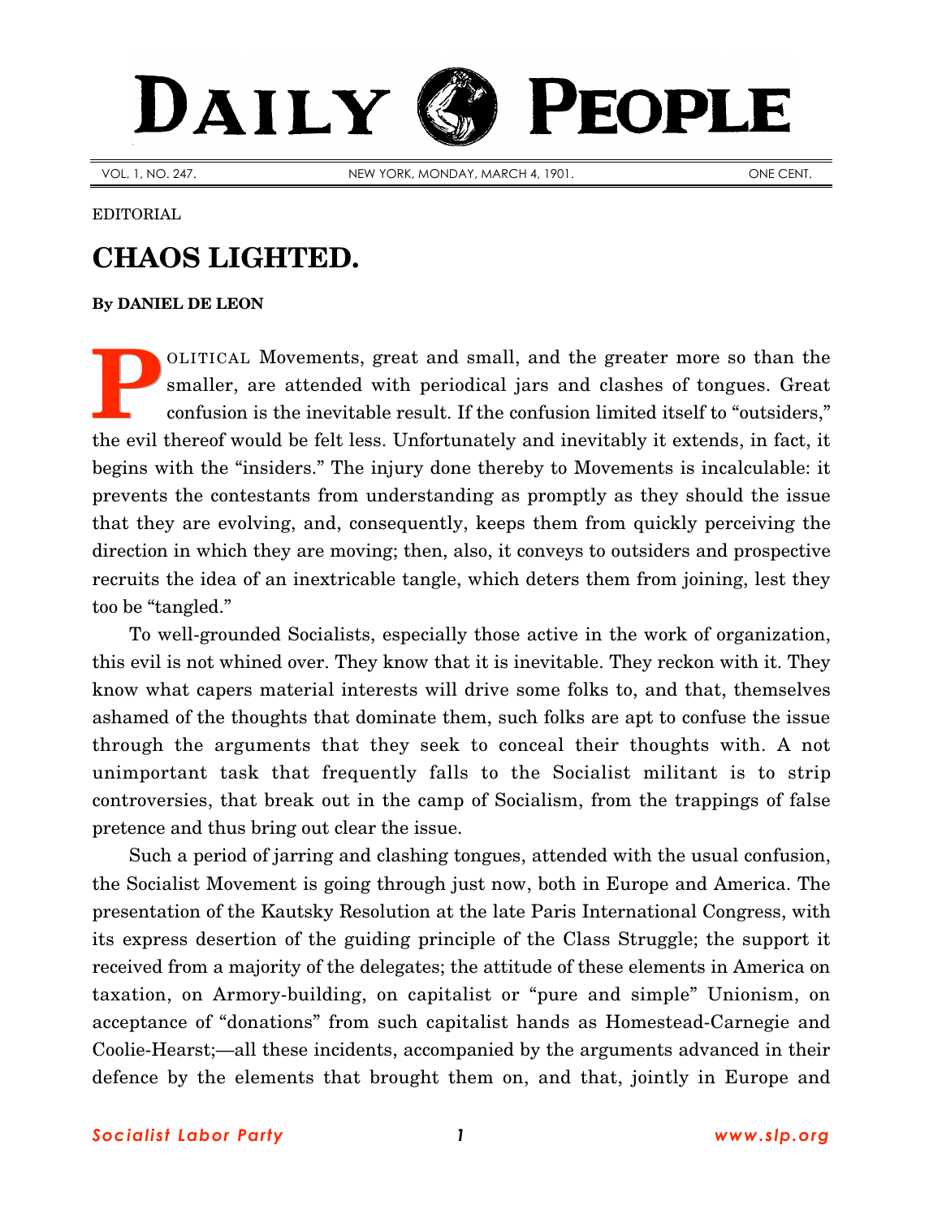# DAILY PEOPLE

VOL. 1, NO. 247. NEW YORK, MONDAY, MARCH 4, 1901. ONE CENT.

EDITORIAL

## CHAOS LIGHTED.

**By DANIEL DE LEON**

POLITICAL Movements, great and small, and the greater more so than the smaller, are attended with periodical jars and clashes of tongues. Great confusion is the inevitable result. If the confusion limited itself to "outsiders," the evil thereof would be felt less. Unfortunately and inevitably it extends, in fact, it begins with the "insiders." The injury done thereby to Movements is incalculable: it prevents the contestants from understanding as promptly as they should the issue that they are evolving, and, consequently, keeps them from quickly perceiving the direction in which they are moving; then, also, it conveys to outsiders and prospective recruits the idea of an inextricable tangle, which deters them from joining, lest they too be "tangled."

To well-grounded Socialists, especially those active in the work of organization, this evil is not whined over. They know that it is inevitable. They reckon with it. They know what capers material interests will drive some folks to, and that, themselves ashamed of the thoughts that dominate them, such folks are apt to confuse the issue through the arguments that they seek to conceal their thoughts with. A not unimportant task that frequently falls to the Socialist militant is to strip controversies, that break out in the camp of Socialism, from the trappings of false pretence and thus bring out clear the issue.

Such a period of jarring and clashing tongues, attended with the usual confusion, the Socialist Movement is going through just now, both in Europe and America. The presentation of the Kautsky Resolution at the late Paris International Congress, with its express desertion of the guiding principle of the Class Struggle; the support it received from a majority of the delegates; the attitude of these elements in America on taxation, on Armory-building, on capitalist or "pure and simple" Unionism, on acceptance of "donations" from such capitalist hands as Homestead-Carnegie and Coolie-Hearst;—all these incidents, accompanied by the arguments advanced in their defence by the elements that brought them on, and that, jointly in Europe and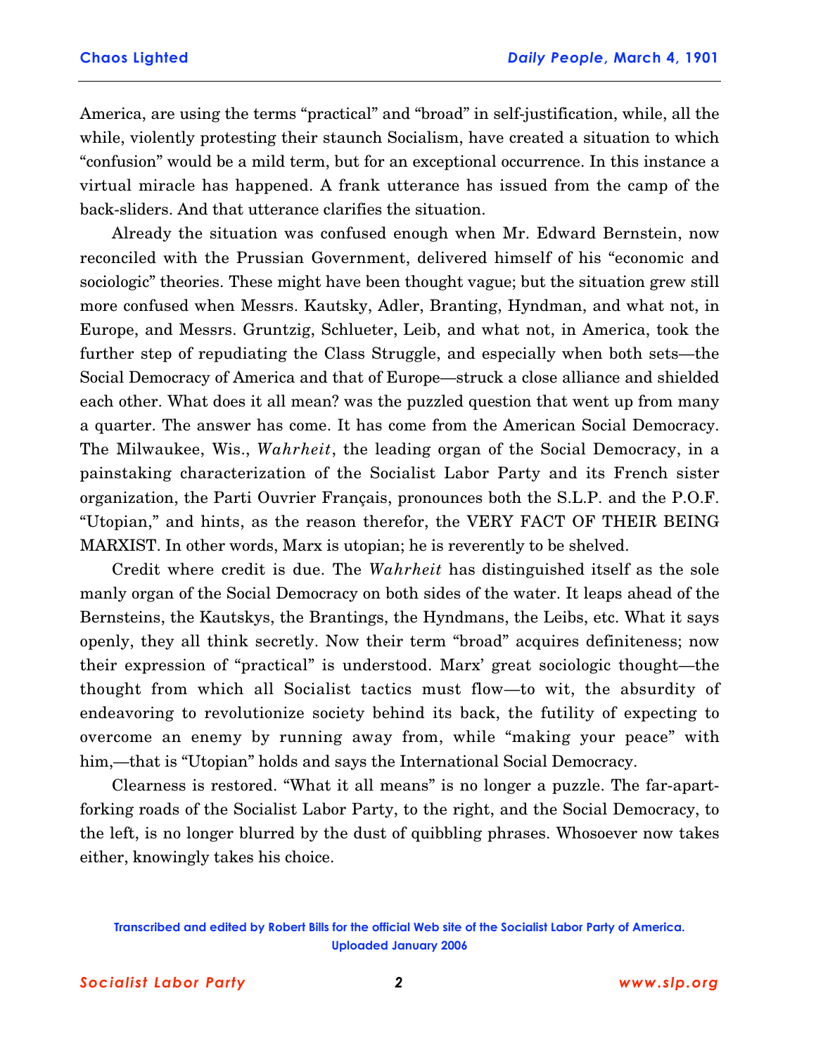America, are using the terms "practical" and "broad" in self-justification, while, all the while, violently protesting their staunch Socialism, have created a situation to which "confusion" would be a mild term, but for an exceptional occurrence. In this instance a virtual miracle has happened. A frank utterance has issued from the camp of the back-sliders. And that utterance clarifies the situation.

Already the situation was confused enough when Mr. Edward Bernstein, now reconciled with the Prussian Government, delivered himself of his "economic and sociologic" theories. These might have been thought vague; but the situation grew still more confused when Messrs. Kautsky, Adler, Branting, Hyndman, and what not, in Europe, and Messrs. Gruntzig, Schlueter, Leib, and what not, in America, took the further step of repudiating the Class Struggle, and especially when both sets—the Social Democracy of America and that of Europe—struck a close alliance and shielded each other. What does it all mean? was the puzzled question that went up from many a quarter. The answer has come. It has come from the American Social Democracy. The Milwaukee, Wis., *Wahrheit*, the leading organ of the Social Democracy, in a painstaking characterization of the Socialist Labor Party and its French sister organization, the Parti Ouvrier Français, pronounces both the S.L.P. and the P.O.F. "Utopian," and hints, as the reason therefor, the VERY FACT OF THEIR BEING MARXIST. In other words, Marx is utopian; he is reverently to be shelved.

Credit where credit is due. The *Wahrheit* has distinguished itself as the sole manly organ of the Social Democracy on both sides of the water. It leaps ahead of the Bernsteins, the Kautskys, the Brantings, the Hyndmans, the Leibs, etc. What it says openly, they all think secretly. Now their term "broad" acquires definiteness; now their expression of "practical" is understood. Marx' great sociologic thought—the thought from which all Socialist tactics must flow—to wit, the absurdity of endeavoring to revolutionize society behind its back, the futility of expecting to overcome an enemy by running away from, while "making your peace" with him,—that is "Utopian" holds and says the International Social Democracy.

Clearness is restored. "What it all means" is no longer a puzzle. The far-apart-forking roads of the Socialist Labor Party, to the right, and the Social Democracy, to the left, is no longer blurred by the dust of quibbling phrases. Whosoever now takes either, knowingly takes his choice.

**Transcribed and edited by Robert Bills for the official Web site of the Socialist Labor Party of America. Uploaded January 2006**